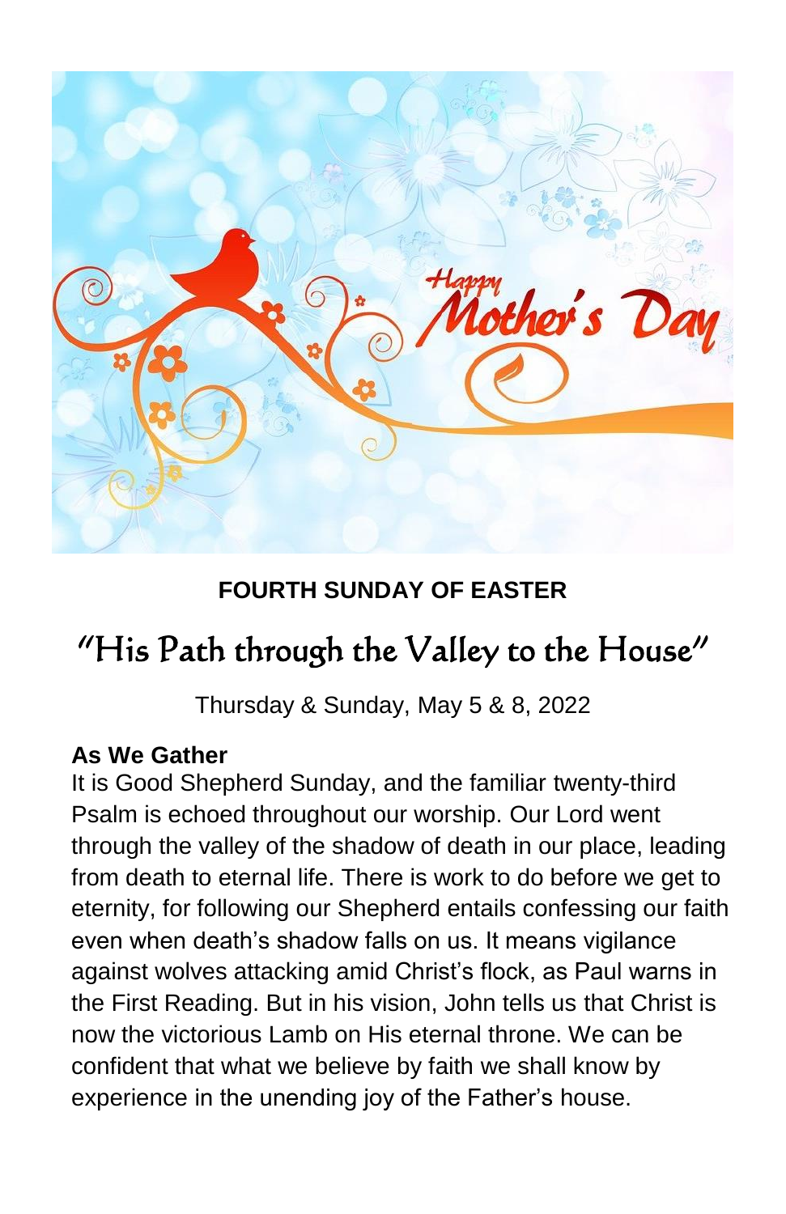Happy Mother's Day

**FOURTH SUNDAY OF EASTER**

# "His Path through the Valley to the House"

Thursday & Sunday, May 5 & 8, 2022

**As We Gather**

It is Good Shepherd Sunday, and the familiar twenty-third Psalm is echoed throughout our worship. Our Lord went through the valley of the shadow of death in our place, leading from death to eternal life. There is work to do before we get to eternity, for following our Shepherd entails confessing our faith even when death's shadow falls on us. It means vigilance against wolves attacking amid Christ's flock, as Paul warns in the First Reading. But in his vision, John tells us that Christ is now the victorious Lamb on His eternal throne. We can be confident that what we believe by faith we shall know by experience in the unending joy of the Father's house.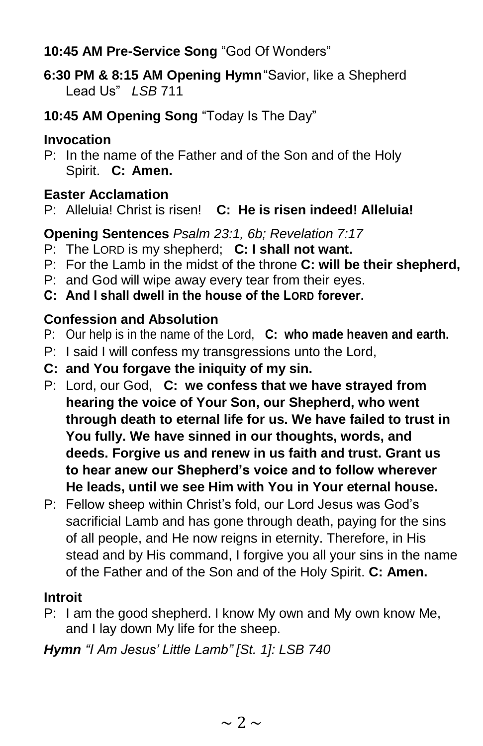**10:45 AM Pre-Service Song** "God Of Wonders"

**6:30 PM & 8:15 AM Opening Hymn** "Savior, like a Shepherd Lead Us" *LSB* 711

**10:45 AM Opening Song** "Today Is The Day"

**Invocation**

P: In the name of the Father and of the Son and of the Holy Spirit. **C: Amen.**

**Easter Acclamation**

P: Alleluia! Christ is risen! **C: He is risen indeed! Alleluia!**

**Opening Sentences** *Psalm 23:1, 6b; Revelation 7:17*

P: The LORD is my shepherd; **C: I shall not want.**

P: For the Lamb in the midst of the throne **C: will be their shepherd,**

P: and God will wipe away every tear from their eyes.

**C: And I shall dwell in the house of the LORD forever.**

**Confession and Absolution**

P: Our help is in the name of the Lord, **C: who made heaven and earth.**

P: I said I will confess my transgressions unto the Lord,

**C: and You forgave the iniquity of my sin.**

P: Lord, our God, **C: we confess that we have strayed from hearing the voice of Your Son, our Shepherd, who went through death to eternal life for us. We have failed to trust in You fully. We have sinned in our thoughts, words, and deeds. Forgive us and renew in us faith and trust. Grant us to hear anew our Shepherd's voice and to follow wherever He leads, until we see Him with You in Your eternal house.**

P: Fellow sheep within Christ's fold, our Lord Jesus was God's sacrificial Lamb and has gone through death, paying for the sins of all people, and He now reigns in eternity. Therefore, in His stead and by His command, I forgive you all your sins in the name of the Father and of the Son and of the Holy Spirit. **C: Amen.**

**Introit**

P: I am the good shepherd. I know My own and My own know Me, and I lay down My life for the sheep.

***Hymn*** *"I Am Jesus' Little Lamb" [St. 1]: LSB 740*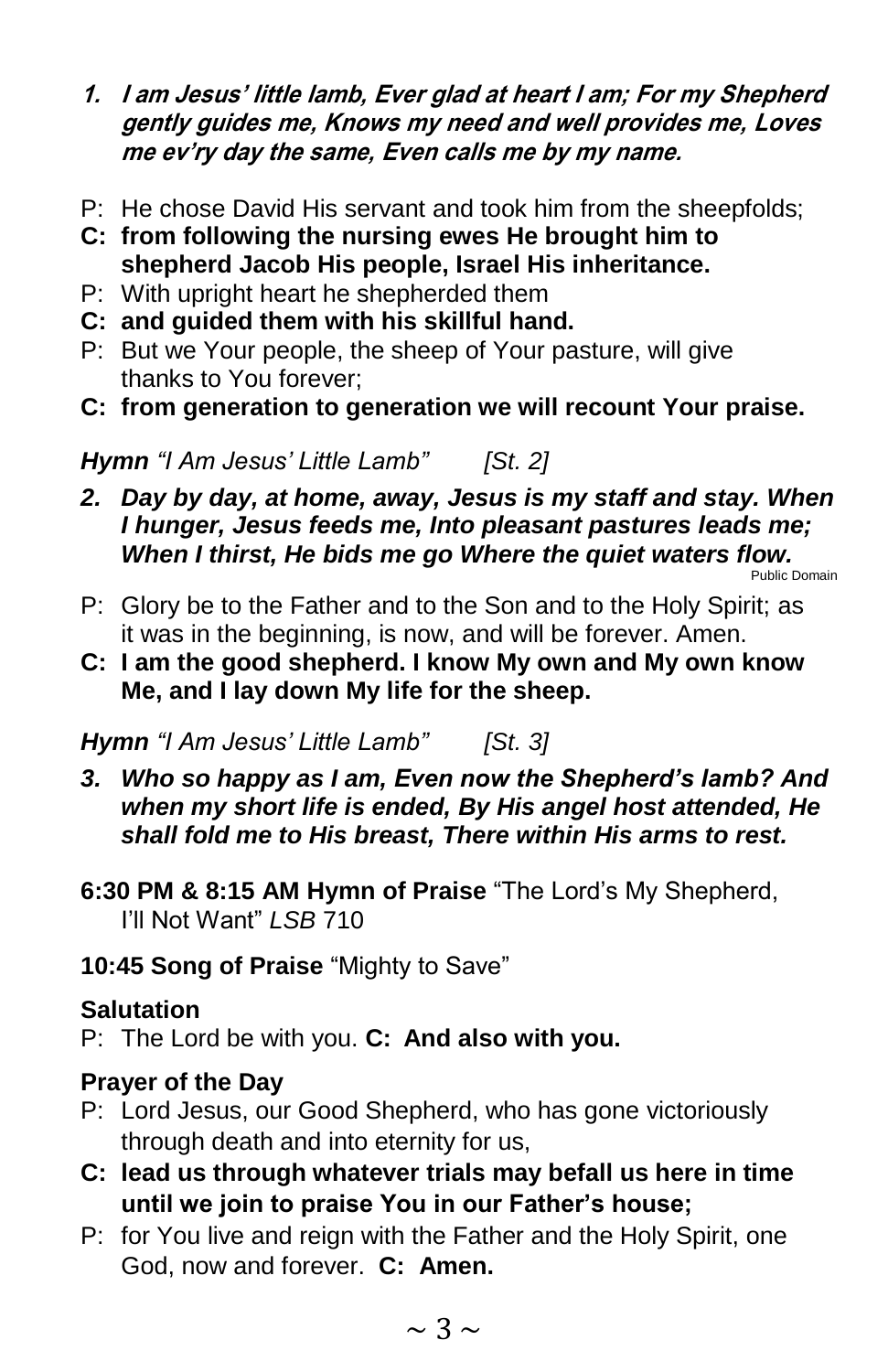1. ***I am Jesus' little lamb, Ever glad at heart I am; For my Shepherd gently guides me, Knows my need and well provides me, Loves me ev'ry day the same, Even calls me by my name.***

P: He chose David His servant and took him from the sheepfolds;

**C: from following the nursing ewes He brought him to shepherd Jacob His people, Israel His inheritance.**

P: With upright heart he shepherded them

**C: and guided them with his skillful hand.**

P: But we Your people, the sheep of Your pasture, will give thanks to You forever;

**C: from generation to generation we will recount Your praise.**

***Hymn*** *"I Am Jesus' Little Lamb" [St. 2]*

2. ***Day by day, at home, away, Jesus is my staff and stay. When I hunger, Jesus feeds me, Into pleasant pastures leads me; When I thirst, He bids me go Where the quiet waters flow.***

Public Domain

P: Glory be to the Father and to the Son and to the Holy Spirit; as it was in the beginning, is now, and will be forever. Amen.

**C: I am the good shepherd. I know My own and My own know Me, and I lay down My life for the sheep.**

***Hymn*** *"I Am Jesus' Little Lamb" [St. 3]*

3. ***Who so happy as I am, Even now the Shepherd's lamb? And when my short life is ended, By His angel host attended, He shall fold me to His breast, There within His arms to rest.***

**6:30 PM & 8:15 AM Hymn of Praise** "The Lord's My Shepherd, I'll Not Want" *LSB* 710

**10:45 Song of Praise** "Mighty to Save"

**Salutation**

P: The Lord be with you. **C: And also with you.**

**Prayer of the Day**

P: Lord Jesus, our Good Shepherd, who has gone victoriously through death and into eternity for us,

**C: lead us through whatever trials may befall us here in time until we join to praise You in our Father's house;**

P: for You live and reign with the Father and the Holy Spirit, one God, now and forever. **C: Amen.**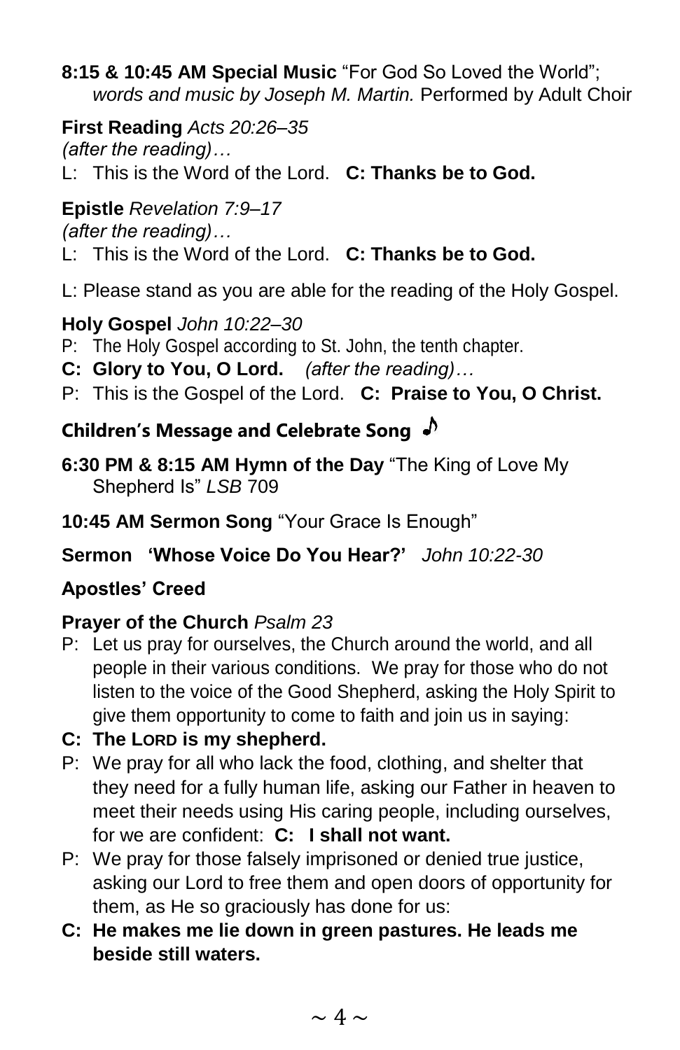**8:15 & 10:45 AM Special Music** "For God So Loved the World"; *words and music by Joseph M. Martin.* Performed by Adult Choir

**First Reading** *Acts 20:26–35*
*(after the reading)…*
L: This is the Word of the Lord. **C: Thanks be to God.**

**Epistle** *Revelation 7:9–17*
*(after the reading)…*
L: This is the Word of the Lord. **C: Thanks be to God.**

L: Please stand as you are able for the reading of the Holy Gospel.

**Holy Gospel** *John 10:22–30*
P: The Holy Gospel according to St. John, the tenth chapter.
**C: Glory to You, O Lord.** *(after the reading)…*
P: This is the Gospel of the Lord. **C: Praise to You, O Christ.**

**Children's Message and Celebrate Song** ♪

**6:30 PM & 8:15 AM Hymn of the Day** "The King of Love My Shepherd Is" *LSB* 709

**10:45 AM Sermon Song** "Your Grace Is Enough"

**Sermon 'Whose Voice Do You Hear?'** *John 10:22-30*

**Apostles' Creed**

**Prayer of the Church** *Psalm 23*
P: Let us pray for ourselves, the Church around the world, and all people in their various conditions. We pray for those who do not listen to the voice of the Good Shepherd, asking the Holy Spirit to give them opportunity to come to faith and join us in saying:
**C: The LORD is my shepherd.**
P: We pray for all who lack the food, clothing, and shelter that they need for a fully human life, asking our Father in heaven to meet their needs using His caring people, including ourselves, for we are confident: **C: I shall not want.**
P: We pray for those falsely imprisoned or denied true justice, asking our Lord to free them and open doors of opportunity for them, as He so graciously has done for us:
**C: He makes me lie down in green pastures. He leads me beside still waters.**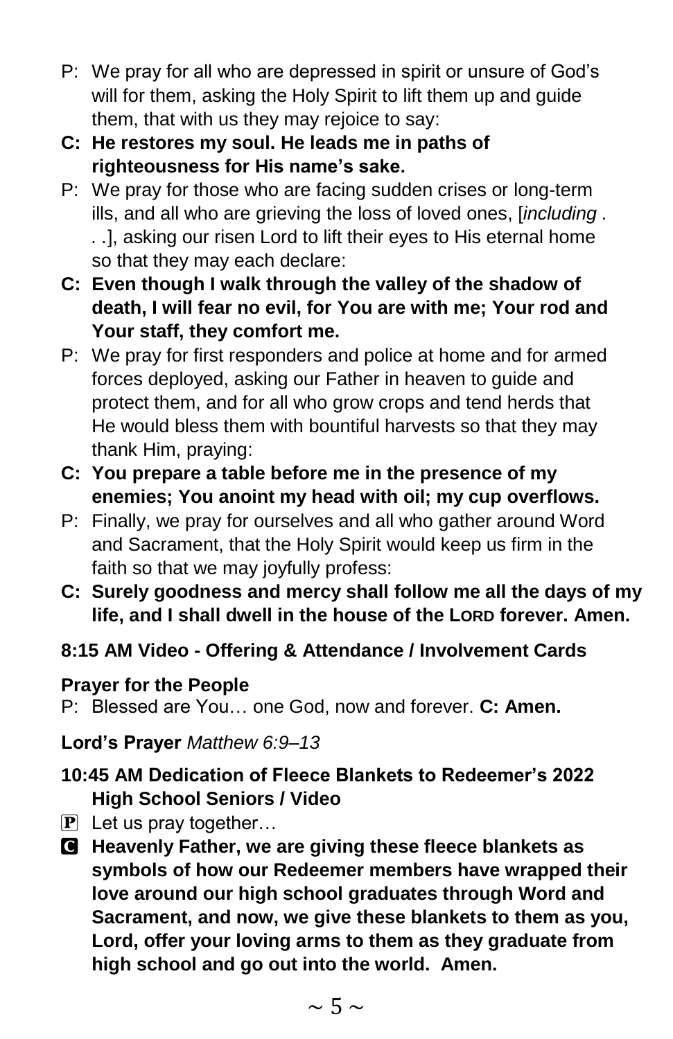P: We pray for all who are depressed in spirit or unsure of God's will for them, asking the Holy Spirit to lift them up and guide them, that with us they may rejoice to say:

**C: He restores my soul. He leads me in paths of righteousness for His name's sake.**

P: We pray for those who are facing sudden crises or long-term ills, and all who are grieving the loss of loved ones, [*including . . .*], asking our risen Lord to lift their eyes to His eternal home so that they may each declare:

**C: Even though I walk through the valley of the shadow of death, I will fear no evil, for You are with me; Your rod and Your staff, they comfort me.**

P: We pray for first responders and police at home and for armed forces deployed, asking our Father in heaven to guide and protect them, and for all who grow crops and tend herds that He would bless them with bountiful harvests so that they may thank Him, praying:

**C: You prepare a table before me in the presence of my enemies; You anoint my head with oil; my cup overflows.**

P: Finally, we pray for ourselves and all who gather around Word and Sacrament, that the Holy Spirit would keep us firm in the faith so that we may joyfully profess:

**C: Surely goodness and mercy shall follow me all the days of my life, and I shall dwell in the house of the LORD forever. Amen.**

**8:15 AM Video - Offering & Attendance / Involvement Cards**

**Prayer for the People**

P: Blessed are You… one God, now and forever. **C: Amen.**

**Lord's Prayer** *Matthew 6:9–13*

**10:45 AM Dedication of Fleece Blankets to Redeemer's 2022 High School Seniors / Video**

P: Let us pray together…

**C: Heavenly Father, we are giving these fleece blankets as symbols of how our Redeemer members have wrapped their love around our high school graduates through Word and Sacrament, and now, we give these blankets to them as you, Lord, offer your loving arms to them as they graduate from high school and go out into the world. Amen.**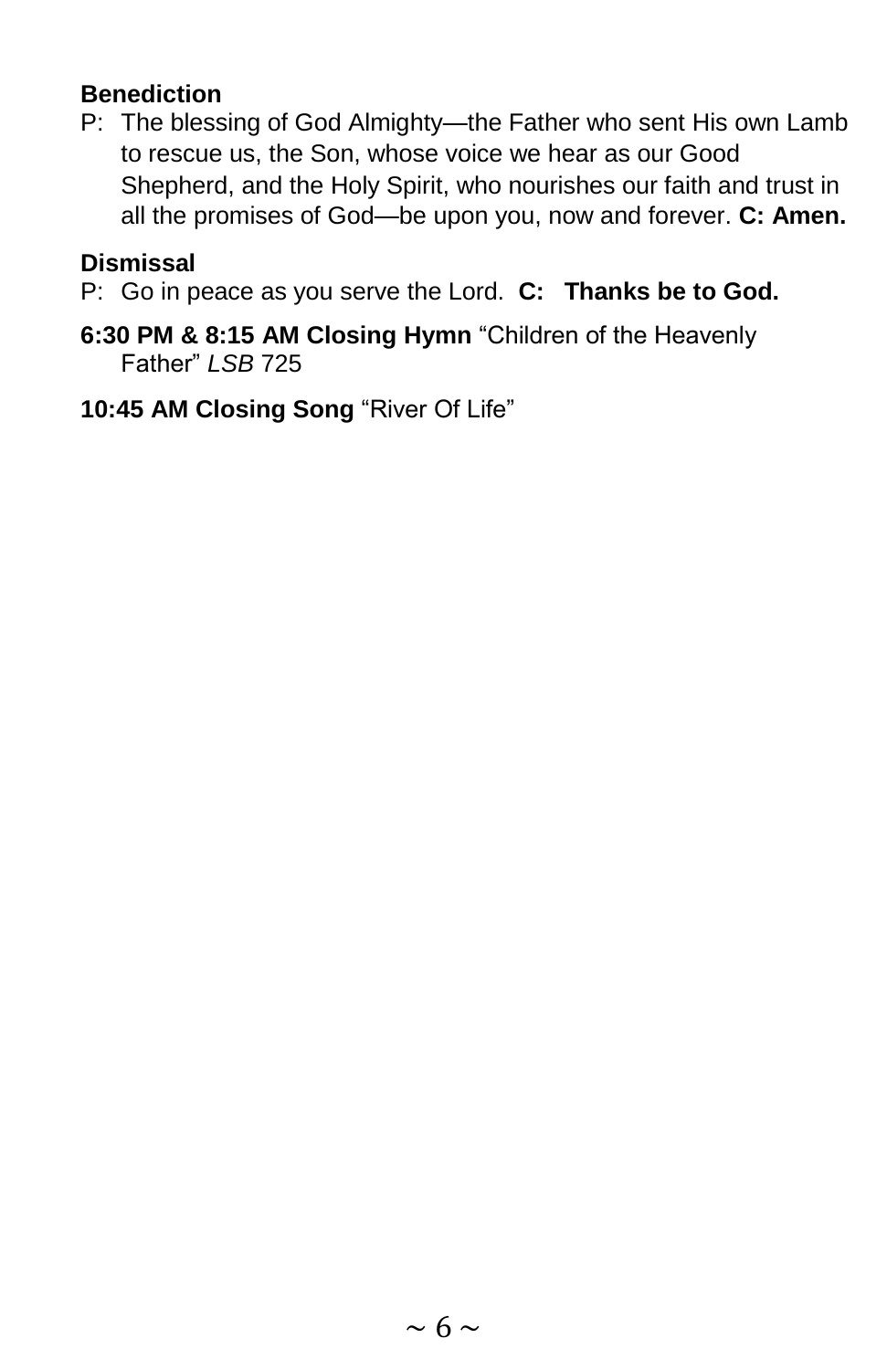**Benediction**

P: The blessing of God Almighty—the Father who sent His own Lamb to rescue us, the Son, whose voice we hear as our Good Shepherd, and the Holy Spirit, who nourishes our faith and trust in all the promises of God—be upon you, now and forever. **C: Amen.**

**Dismissal**

P: Go in peace as you serve the Lord. **C: Thanks be to God.**

**6:30 PM & 8:15 AM Closing Hymn** "Children of the Heavenly Father" *LSB* 725

**10:45 AM Closing Song** "River Of Life"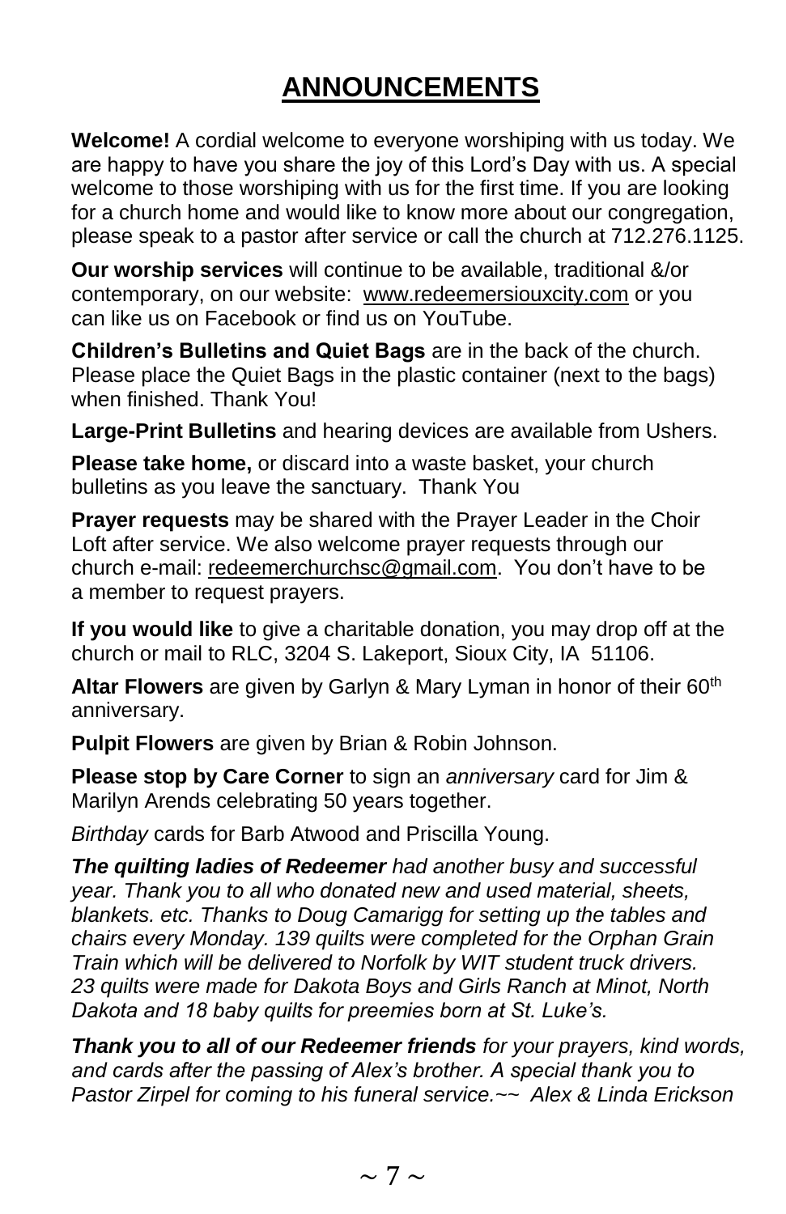# ANNOUNCEMENTS

**Welcome!** A cordial welcome to everyone worshiping with us today. We are happy to have you share the joy of this Lord's Day with us. A special welcome to those worshiping with us for the first time. If you are looking for a church home and would like to know more about our congregation, please speak to a pastor after service or call the church at 712.276.1125.

**Our worship services** will continue to be available, traditional &/or contemporary, on our website: www.redeemersiouxcity.com or you can like us on Facebook or find us on YouTube.

**Children's Bulletins and Quiet Bags** are in the back of the church. Please place the Quiet Bags in the plastic container (next to the bags) when finished. Thank You!

**Large-Print Bulletins** and hearing devices are available from Ushers.

**Please take home,** or discard into a waste basket, your church bulletins as you leave the sanctuary. Thank You

**Prayer requests** may be shared with the Prayer Leader in the Choir Loft after service. We also welcome prayer requests through our church e-mail: redeemerchurchsc@gmail.com. You don't have to be a member to request prayers.

**If you would like** to give a charitable donation, you may drop off at the church or mail to RLC, 3204 S. Lakeport, Sioux City, IA 51106.

**Altar Flowers** are given by Garlyn & Mary Lyman in honor of their 60th anniversary.

**Pulpit Flowers** are given by Brian & Robin Johnson.

**Please stop by Care Corner** to sign an *anniversary* card for Jim & Marilyn Arends celebrating 50 years together.

*Birthday* cards for Barb Atwood and Priscilla Young.

***The quilting ladies of Redeemer** had another busy and successful year. Thank you to all who donated new and used material, sheets, blankets. etc. Thanks to Doug Camarigg for setting up the tables and chairs every Monday. 139 quilts were completed for the Orphan Grain Train which will be delivered to Norfolk by WIT student truck drivers. 23 quilts were made for Dakota Boys and Girls Ranch at Minot, North Dakota and 18 baby quilts for preemies born at St. Luke's.*

***Thank you to all of our Redeemer friends** for your prayers, kind words, and cards after the passing of Alex's brother. A special thank you to Pastor Zirpel for coming to his funeral service.~~ Alex & Linda Erickson*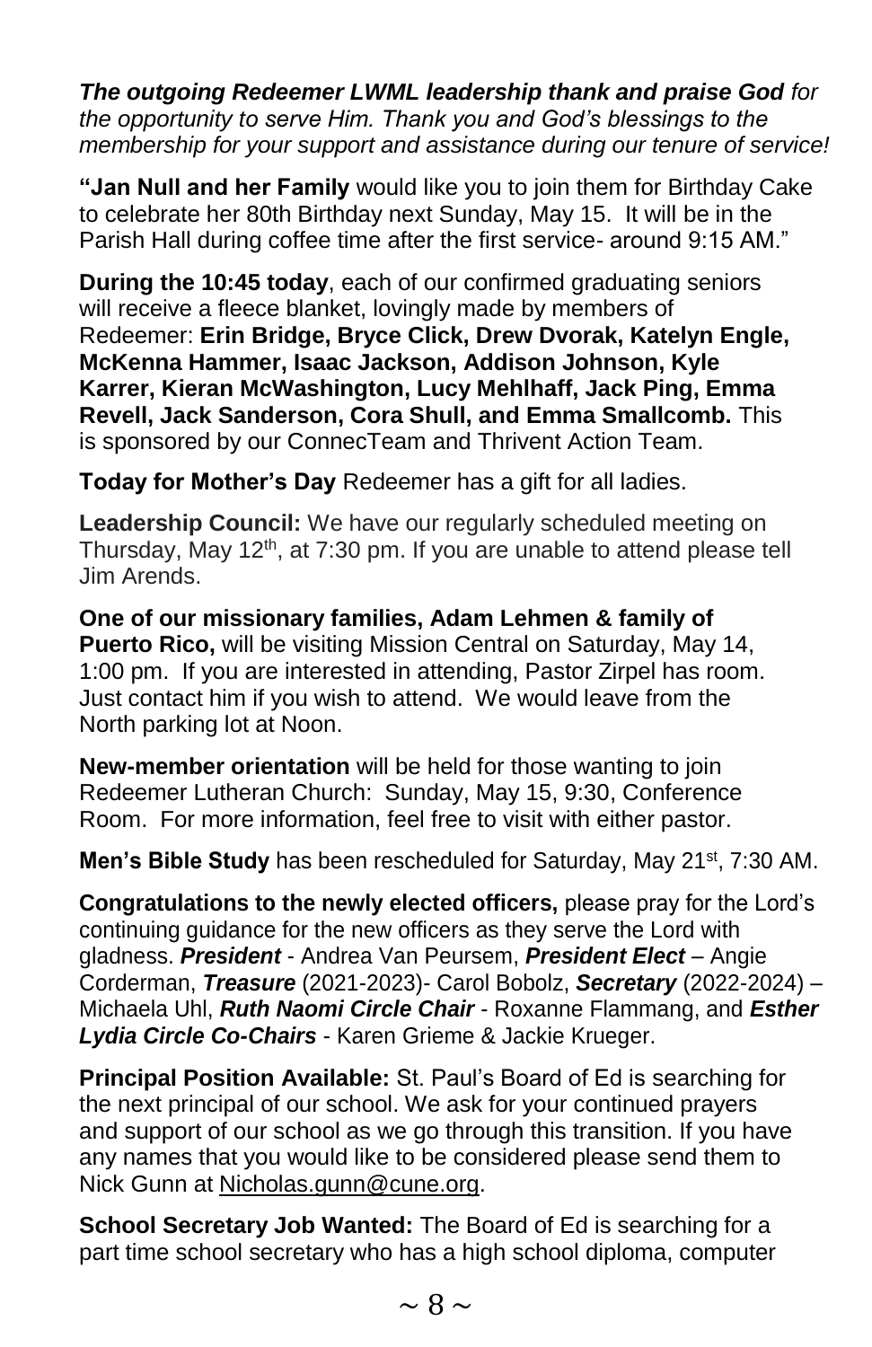***The outgoing Redeemer LWML leadership thank and praise God*** *for the opportunity to serve Him. Thank you and God's blessings to the membership for your support and assistance during our tenure of service!*

**"Jan Null and her Family** would like you to join them for Birthday Cake to celebrate her 80th Birthday next Sunday, May 15. It will be in the Parish Hall during coffee time after the first service- around 9:15 AM."

**During the 10:45 today**, each of our confirmed graduating seniors will receive a fleece blanket, lovingly made by members of Redeemer: **Erin Bridge, Bryce Click, Drew Dvorak, Katelyn Engle, McKenna Hammer, Isaac Jackson, Addison Johnson, Kyle Karrer, Kieran McWashington, Lucy Mehlhaff, Jack Ping, Emma Revell, Jack Sanderson, Cora Shull, and Emma Smallcomb.** This is sponsored by our ConnecTeam and Thrivent Action Team.

**Today for Mother's Day** Redeemer has a gift for all ladies.

**Leadership Council:** We have our regularly scheduled meeting on Thursday, May 12th, at 7:30 pm. If you are unable to attend please tell Jim Arends.

**One of our missionary families, Adam Lehmen & family of Puerto Rico,** will be visiting Mission Central on Saturday, May 14, 1:00 pm. If you are interested in attending, Pastor Zirpel has room. Just contact him if you wish to attend. We would leave from the North parking lot at Noon.

**New-member orientation** will be held for those wanting to join Redeemer Lutheran Church: Sunday, May 15, 9:30, Conference Room. For more information, feel free to visit with either pastor.

**Men's Bible Study** has been rescheduled for Saturday, May 21st, 7:30 AM.

**Congratulations to the newly elected officers,** please pray for the Lord's continuing guidance for the new officers as they serve the Lord with gladness. ***President*** - Andrea Van Peursem, ***President Elect*** – Angie Corderman, ***Treasure*** (2021-2023)- Carol Bobolz, ***Secretary*** (2022-2024) – Michaela Uhl, ***Ruth Naomi Circle Chair*** - Roxanne Flammang, and ***Esther Lydia Circle Co-Chairs*** - Karen Grieme & Jackie Krueger.

**Principal Position Available:** St. Paul's Board of Ed is searching for the next principal of our school. We ask for your continued prayers and support of our school as we go through this transition. If you have any names that you would like to be considered please send them to Nick Gunn at Nicholas.gunn@cune.org.

**School Secretary Job Wanted:** The Board of Ed is searching for a part time school secretary who has a high school diploma, computer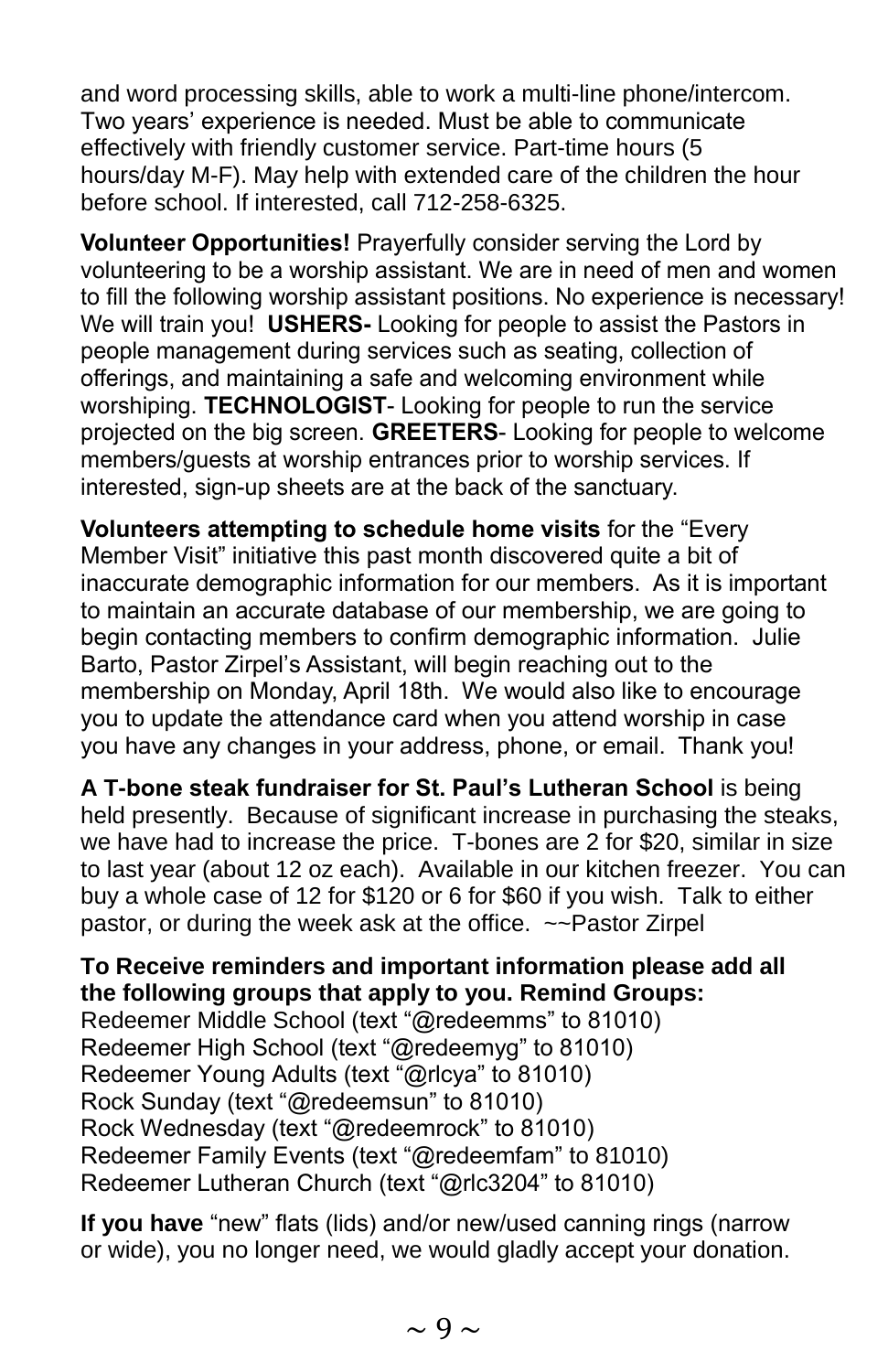and word processing skills, able to work a multi-line phone/intercom. Two years' experience is needed. Must be able to communicate effectively with friendly customer service. Part-time hours (5 hours/day M-F). May help with extended care of the children the hour before school. If interested, call 712-258-6325.

**Volunteer Opportunities!** Prayerfully consider serving the Lord by volunteering to be a worship assistant. We are in need of men and women to fill the following worship assistant positions. No experience is necessary! We will train you! **USHERS-** Looking for people to assist the Pastors in people management during services such as seating, collection of offerings, and maintaining a safe and welcoming environment while worshiping. **TECHNOLOGIST**- Looking for people to run the service projected on the big screen. **GREETERS**- Looking for people to welcome members/guests at worship entrances prior to worship services. If interested, sign-up sheets are at the back of the sanctuary.

**Volunteers attempting to schedule home visits** for the "Every Member Visit" initiative this past month discovered quite a bit of inaccurate demographic information for our members. As it is important to maintain an accurate database of our membership, we are going to begin contacting members to confirm demographic information. Julie Barto, Pastor Zirpel's Assistant, will begin reaching out to the membership on Monday, April 18th. We would also like to encourage you to update the attendance card when you attend worship in case you have any changes in your address, phone, or email. Thank you!

**A T-bone steak fundraiser for St. Paul's Lutheran School** is being held presently. Because of significant increase in purchasing the steaks, we have had to increase the price. T-bones are 2 for $20, similar in size to last year (about 12 oz each). Available in our kitchen freezer. You can buy a whole case of 12 for $120 or 6 for $60 if you wish. Talk to either pastor, or during the week ask at the office. ~~Pastor Zirpel

**To Receive reminders and important information please add all the following groups that apply to you. Remind Groups:**
Redeemer Middle School (text "@redeemms" to 81010)
Redeemer High School (text "@redeemyg" to 81010)
Redeemer Young Adults (text "@rlcya" to 81010)
Rock Sunday (text "@redeemsun" to 81010)
Rock Wednesday (text "@redeemrock" to 81010)
Redeemer Family Events (text "@redeemfam" to 81010)
Redeemer Lutheran Church (text "@rlc3204" to 81010)

**If you have** "new" flats (lids) and/or new/used canning rings (narrow or wide), you no longer need, we would gladly accept your donation.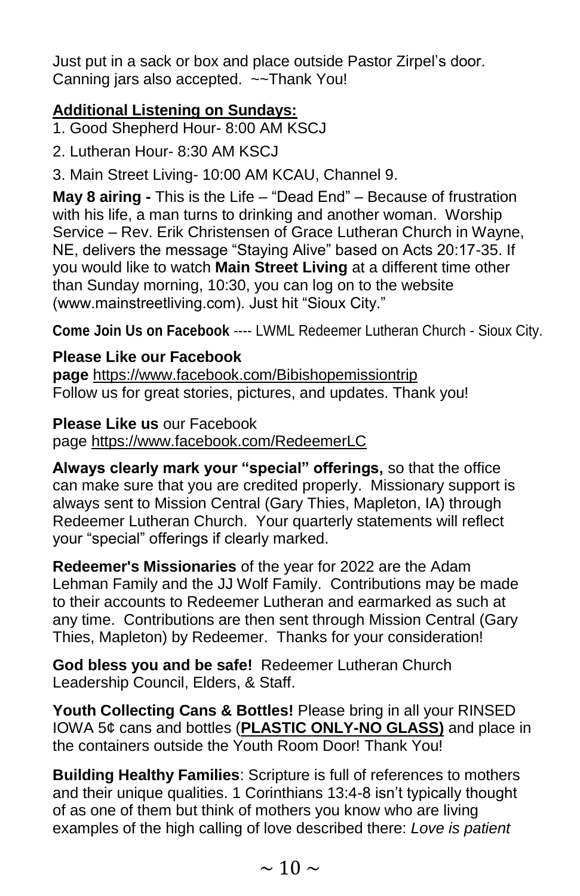Just put in a sack or box and place outside Pastor Zirpel's door. Canning jars also accepted. ~~Thank You!

**Additional Listening on Sundays:**

1. Good Shepherd Hour- 8:00 AM KSCJ
2. Lutheran Hour- 8:30 AM KSCJ
3. Main Street Living- 10:00 AM KCAU, Channel 9.

**May 8 airing -** This is the Life – "Dead End" – Because of frustration with his life, a man turns to drinking and another woman. Worship Service – Rev. Erik Christensen of Grace Lutheran Church in Wayne, NE, delivers the message "Staying Alive" based on Acts 20:17-35. If you would like to watch **Main Street Living** at a different time other than Sunday morning, 10:30, you can log on to the website (www.mainstreetliving.com). Just hit "Sioux City."

**Come Join Us on Facebook** ---- LWML Redeemer Lutheran Church - Sioux City.

**Please Like our Facebook page** https://www.facebook.com/Bibishopemissiontrip
Follow us for great stories, pictures, and updates. Thank you!

**Please Like us** our Facebook page https://www.facebook.com/RedeemerLC

**Always clearly mark your "special" offerings,** so that the office can make sure that you are credited properly. Missionary support is always sent to Mission Central (Gary Thies, Mapleton, IA) through Redeemer Lutheran Church. Your quarterly statements will reflect your "special" offerings if clearly marked.

**Redeemer's Missionaries** of the year for 2022 are the Adam Lehman Family and the JJ Wolf Family. Contributions may be made to their accounts to Redeemer Lutheran and earmarked as such at any time. Contributions are then sent through Mission Central (Gary Thies, Mapleton) by Redeemer. Thanks for your consideration!

**God bless you and be safe!** Redeemer Lutheran Church Leadership Council, Elders, & Staff.

**Youth Collecting Cans & Bottles!** Please bring in all your RINSED IOWA 5¢ cans and bottles (**PLASTIC ONLY-NO GLASS)** and place in the containers outside the Youth Room Door! Thank You!

**Building Healthy Families**: Scripture is full of references to mothers and their unique qualities. 1 Corinthians 13:4-8 isn't typically thought of as one of them but think of mothers you know who are living examples of the high calling of love described there: *Love is patient*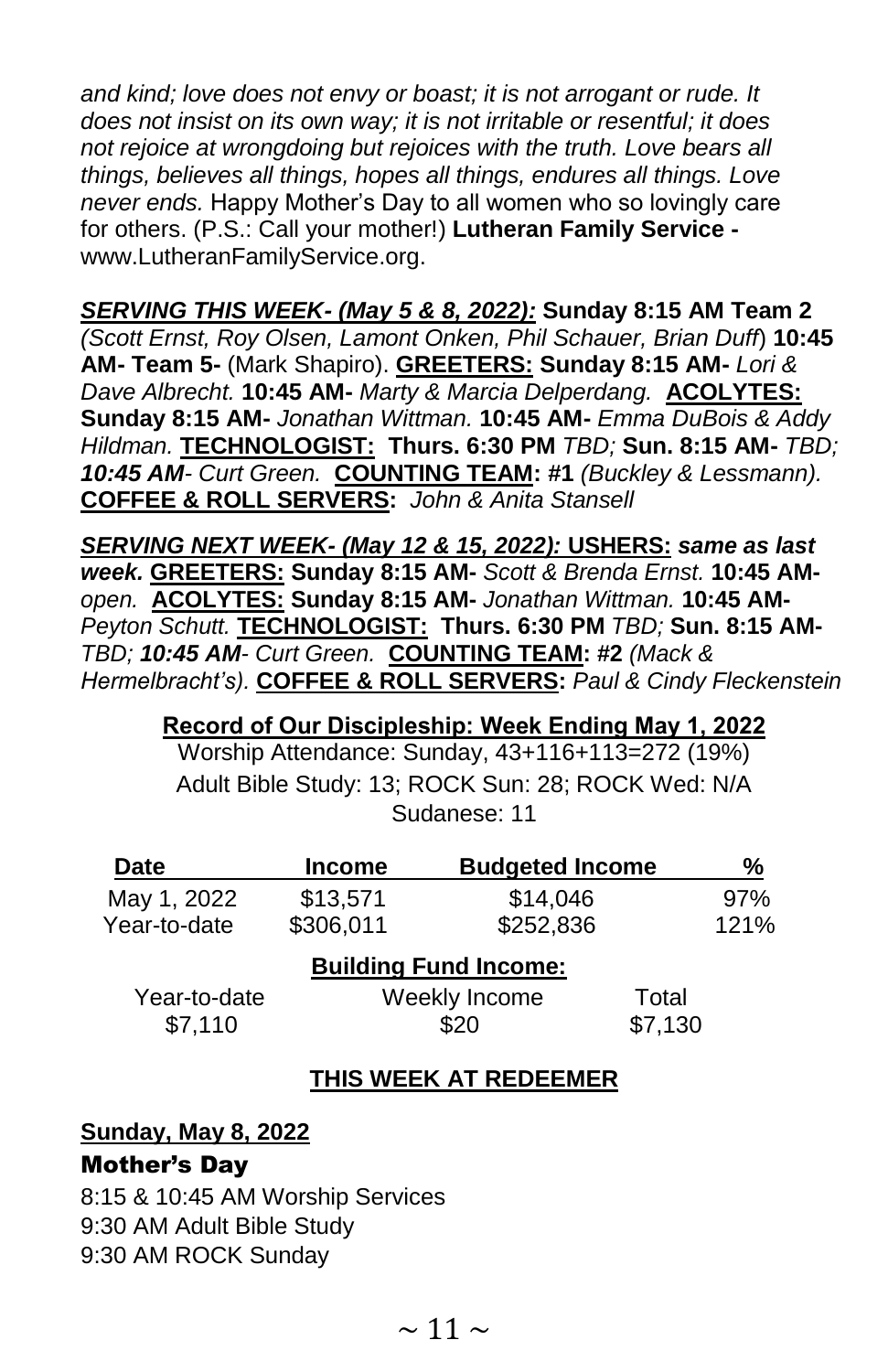*and kind; love does not envy or boast; it is not arrogant or rude. It does not insist on its own way; it is not irritable or resentful; it does not rejoice at wrongdoing but rejoices with the truth. Love bears all things, believes all things, hopes all things, endures all things. Love never ends.* Happy Mother's Day to all women who so lovingly care for others. (P.S.: Call your mother!) **Lutheran Family Service -** www.LutheranFamilyService.org.

***SERVING THIS WEEK- (May 5 & 8, 2022):*** **Sunday 8:15 AM Team 2** *(Scott Ernst, Roy Olsen, Lamont Onken, Phil Schauer, Brian Duff*) **10:45 AM- Team 5-** (Mark Shapiro). **GREETERS: Sunday 8:15 AM-** *Lori & Dave Albrecht.* **10:45 AM-** *Marty & Marcia Delperdang.* **ACOLYTES: Sunday 8:15 AM-** *Jonathan Wittman.* **10:45 AM-** *Emma DuBois & Addy Hildman.* **TECHNOLOGIST: Thurs. 6:30 PM** *TBD;* **Sun. 8:15 AM-** *TBD;* ***10:45 AM****- Curt Green.* **COUNTING TEAM: #1** *(Buckley & Lessmann).* **COFFEE & ROLL SERVERS:** *John & Anita Stansell*

***SERVING NEXT WEEK- (May 12 & 15, 2022):*** **USHERS:** ***same as last week.*** **GREETERS: Sunday 8:15 AM-** *Scott & Brenda Ernst.* **10:45 AM-** *open.* **ACOLYTES: Sunday 8:15 AM-** *Jonathan Wittman.* **10:45 AM-** *Peyton Schutt.* **TECHNOLOGIST: Thurs. 6:30 PM** *TBD;* **Sun. 8:15 AM-** *TBD;* ***10:45 AM****- Curt Green.* **COUNTING TEAM: #2** *(Mack & Hermelbracht's).* **COFFEE & ROLL SERVERS:** *Paul & Cindy Fleckenstein*

**Record of Our Discipleship: Week Ending May 1, 2022**

Worship Attendance: Sunday, 43+116+113=272 (19%)

Adult Bible Study: 13; ROCK Sun: 28; ROCK Wed: N/A

Sudanese: 11

| Date | Income | Budgeted Income | % |
|---|---|---|---|
| May 1, 2022 | $13,571 | $14,046 | 97% |
| Year-to-date | $306,011 | $252,836 | 121% |

**Building Fund Income:**

| Year-to-date | Weekly Income | Total |
|---|---|---|
| $7,110 | $20 | $7,130 |

## THIS WEEK AT REDEEMER

**Sunday, May 8, 2022**

### Mother's Day

8:15 & 10:45 AM Worship Services
9:30 AM Adult Bible Study
9:30 AM ROCK Sunday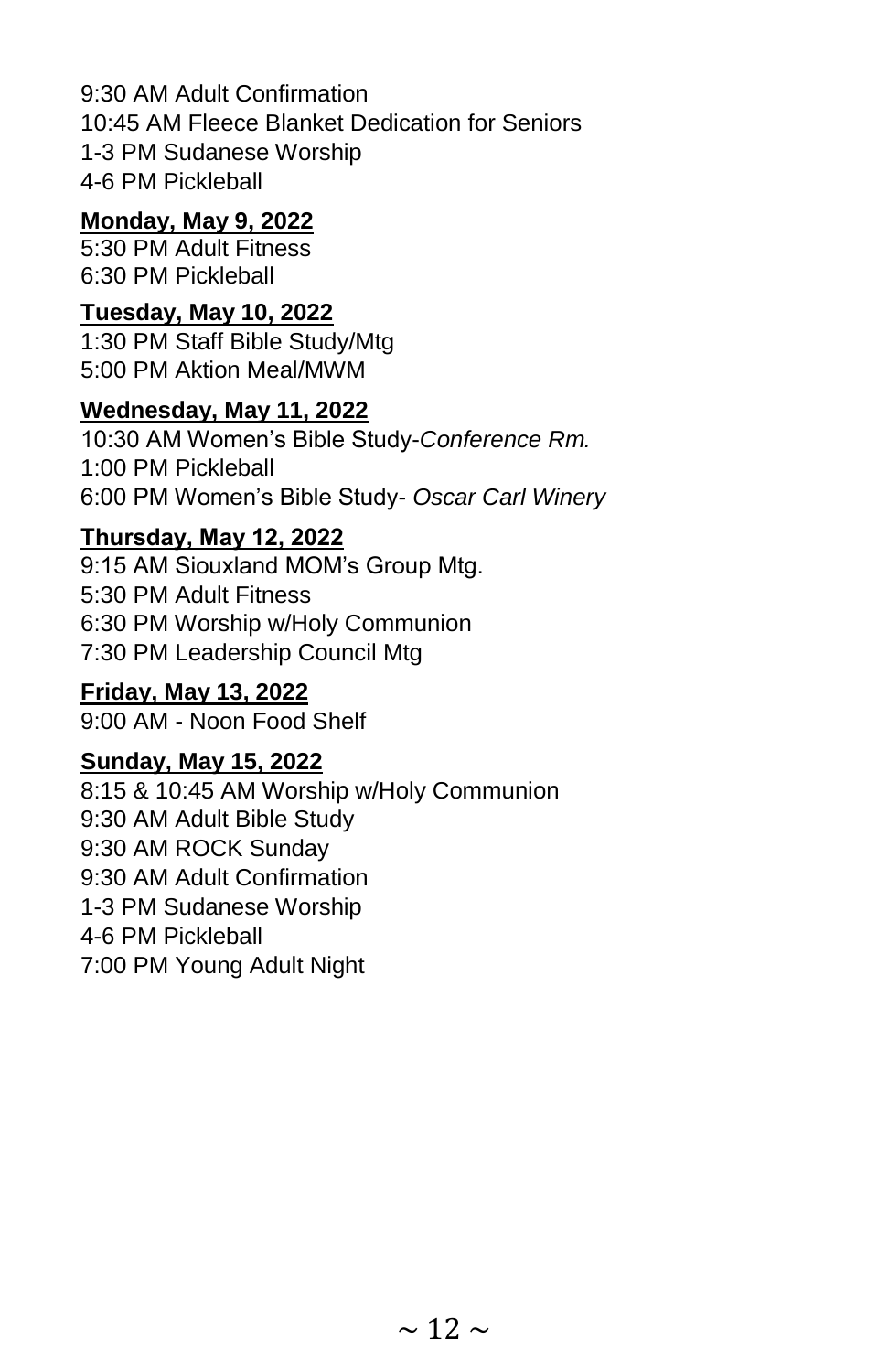9:30 AM Adult Confirmation
10:45 AM Fleece Blanket Dedication for Seniors
1-3 PM Sudanese Worship
4-6 PM Pickleball

**Monday, May 9, 2022**

5:30 PM Adult Fitness
6:30 PM Pickleball

**Tuesday, May 10, 2022**

1:30 PM Staff Bible Study/Mtg
5:00 PM Aktion Meal/MWM

**Wednesday, May 11, 2022**

10:30 AM Women's Bible Study-*Conference Rm.*
1:00 PM Pickleball
6:00 PM Women's Bible Study- *Oscar Carl Winery*

**Thursday, May 12, 2022**

9:15 AM Siouxland MOM's Group Mtg.
5:30 PM Adult Fitness
6:30 PM Worship w/Holy Communion
7:30 PM Leadership Council Mtg

**Friday, May 13, 2022**

9:00 AM - Noon Food Shelf

**Sunday, May 15, 2022**

8:15 & 10:45 AM Worship w/Holy Communion
9:30 AM Adult Bible Study
9:30 AM ROCK Sunday
9:30 AM Adult Confirmation
1-3 PM Sudanese Worship
4-6 PM Pickleball
7:00 PM Young Adult Night